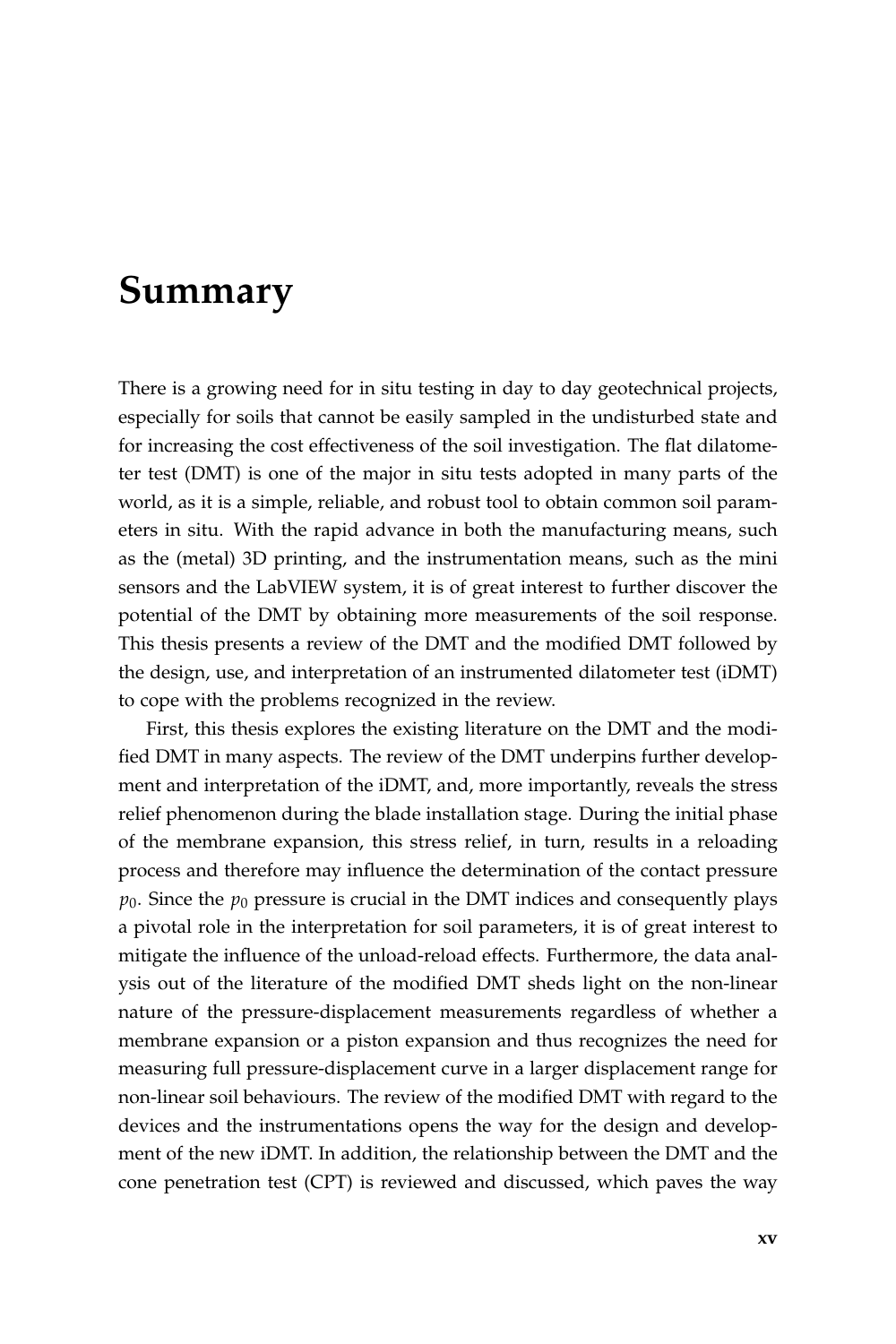# Summary

There is a growing need for in situ testing in day to day geotechnical projects, especially for soils that cannot be easily sampled in the undisturbed state and for increasing the cost effectiveness of the soil investigation. The flat dilatometer test (DMT) is one of the major in situ tests adopted in many parts of the world, as it is a simple, reliable, and robust tool to obtain common soil parameters in situ. With the rapid advance in both the manufacturing means, such as the (metal) 3D printing, and the instrumentation means, such as the mini sensors and the LabVIEW system, it is of great interest to further discover the potential of the DMT by obtaining more measurements of the soil response. This thesis presents a review of the DMT and the modified DMT followed by the design, use, and interpretation of an instrumented dilatometer test (iDMT) to cope with the problems recognized in the review.

First, this thesis explores the existing literature on the DMT and the modified DMT in many aspects. The review of the DMT underpins further development and interpretation of the iDMT, and, more importantly, reveals the stress relief phenomenon during the blade installation stage. During the initial phase of the membrane expansion, this stress relief, in turn, results in a reloading process and therefore may influence the determination of the contact pressure $p_0$. Since the $p_0$ pressure is crucial in the DMT indices and consequently plays a pivotal role in the interpretation for soil parameters, it is of great interest to mitigate the influence of the unload-reload effects. Furthermore, the data analysis out of the literature of the modified DMT sheds light on the non-linear nature of the pressure-displacement measurements regardless of whether a membrane expansion or a piston expansion and thus recognizes the need for measuring full pressure-displacement curve in a larger displacement range for non-linear soil behaviours. The review of the modified DMT with regard to the devices and the instrumentations opens the way for the design and development of the new iDMT. In addition, the relationship between the DMT and the cone penetration test (CPT) is reviewed and discussed, which paves the way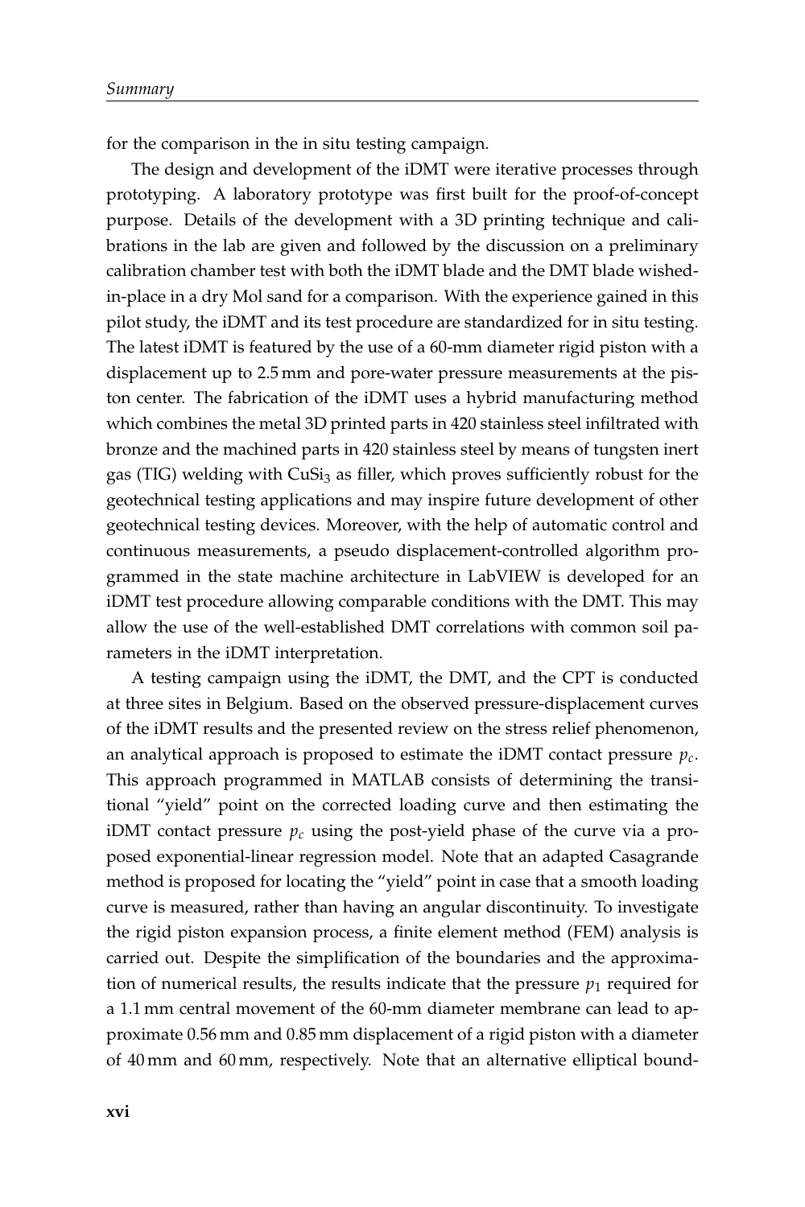for the comparison in the in situ testing campaign.

The design and development of the iDMT were iterative processes through prototyping. A laboratory prototype was first built for the proof-of-concept purpose. Details of the development with a 3D printing technique and calibrations in the lab are given and followed by the discussion on a preliminary calibration chamber test with both the iDMT blade and the DMT blade wished-in-place in a dry Mol sand for a comparison. With the experience gained in this pilot study, the iDMT and its test procedure are standardized for in situ testing. The latest iDMT is featured by the use of a 60-mm diameter rigid piston with a displacement up to 2.5 mm and pore-water pressure measurements at the piston center. The fabrication of the iDMT uses a hybrid manufacturing method which combines the metal 3D printed parts in 420 stainless steel infiltrated with bronze and the machined parts in 420 stainless steel by means of tungsten inert gas (TIG) welding with $CuSi_3$ as filler, which proves sufficiently robust for the geotechnical testing applications and may inspire future development of other geotechnical testing devices. Moreover, with the help of automatic control and continuous measurements, a pseudo displacement-controlled algorithm programmed in the state machine architecture in LabVIEW is developed for an iDMT test procedure allowing comparable conditions with the DMT. This may allow the use of the well-established DMT correlations with common soil parameters in the iDMT interpretation.

A testing campaign using the iDMT, the DMT, and the CPT is conducted at three sites in Belgium. Based on the observed pressure-displacement curves of the iDMT results and the presented review on the stress relief phenomenon, an analytical approach is proposed to estimate the iDMT contact pressure $p_c$. This approach programmed in MATLAB consists of determining the transitional "yield" point on the corrected loading curve and then estimating the iDMT contact pressure $p_c$ using the post-yield phase of the curve via a proposed exponential-linear regression model. Note that an adapted Casagrande method is proposed for locating the "yield" point in case that a smooth loading curve is measured, rather than having an angular discontinuity. To investigate the rigid piston expansion process, a finite element method (FEM) analysis is carried out. Despite the simplification of the boundaries and the approximation of numerical results, the results indicate that the pressure $p_1$ required for a 1.1 mm central movement of the 60-mm diameter membrane can lead to approximate 0.56 mm and 0.85 mm displacement of a rigid piston with a diameter of 40 mm and 60 mm, respectively. Note that an alternative elliptical bound-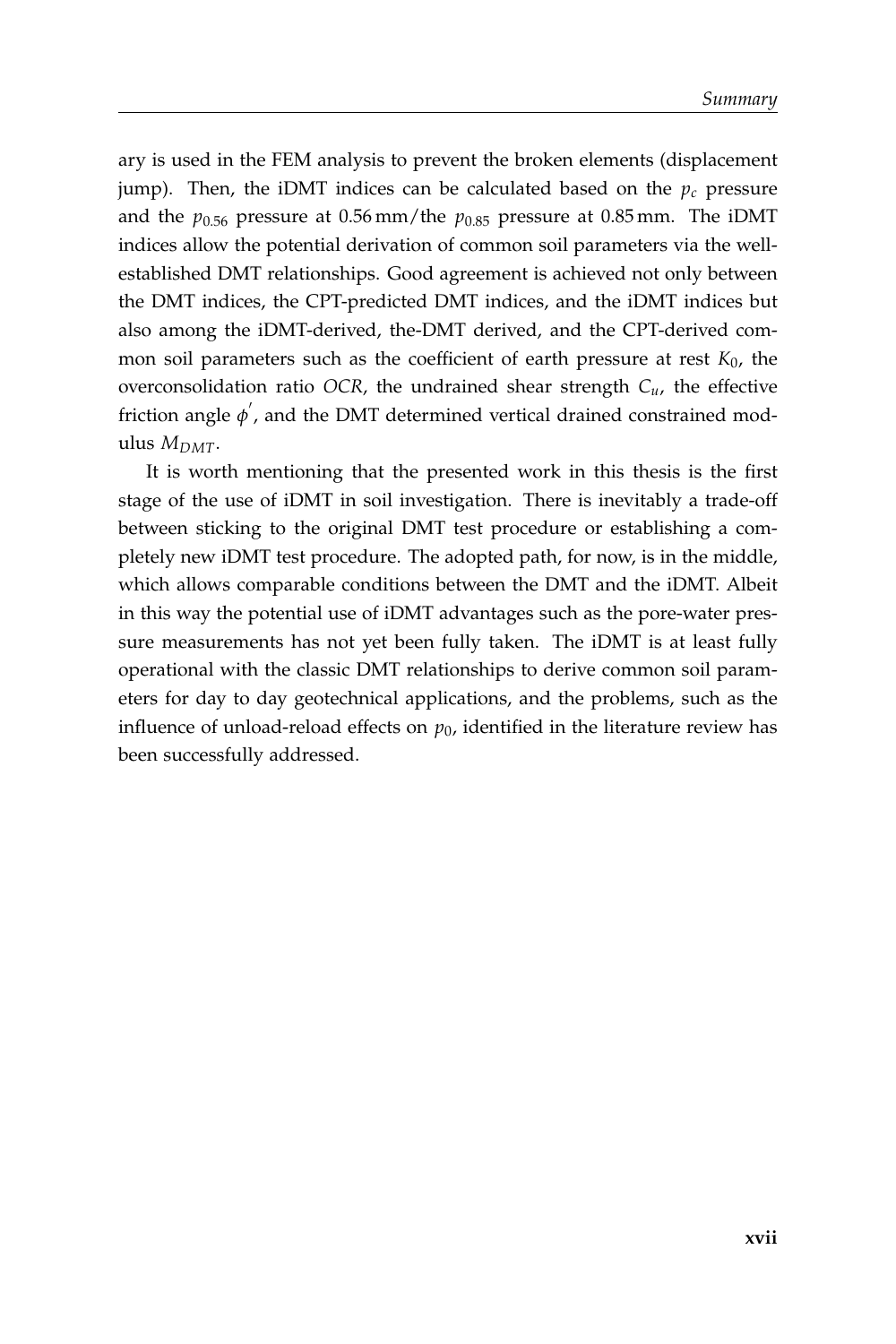ary is used in the FEM analysis to prevent the broken elements (displacement jump). Then, the iDMT indices can be calculated based on the $p_c$ pressure and the $p_{0.56}$ pressure at 0.56 mm/the $p_{0.85}$ pressure at 0.85 mm. The iDMT indices allow the potential derivation of common soil parameters via the well-established DMT relationships. Good agreement is achieved not only between the DMT indices, the CPT-predicted DMT indices, and the iDMT indices but also among the iDMT-derived, the-DMT derived, and the CPT-derived common soil parameters such as the coefficient of earth pressure at rest $K_0$, the overconsolidation ratio $OCR$, the undrained shear strength $C_u$, the effective friction angle $\phi^{'}$, and the DMT determined vertical drained constrained modulus $M_{DMT}$.

It is worth mentioning that the presented work in this thesis is the first stage of the use of iDMT in soil investigation. There is inevitably a trade-off between sticking to the original DMT test procedure or establishing a completely new iDMT test procedure. The adopted path, for now, is in the middle, which allows comparable conditions between the DMT and the iDMT. Albeit in this way the potential use of iDMT advantages such as the pore-water pressure measurements has not yet been fully taken. The iDMT is at least fully operational with the classic DMT relationships to derive common soil parameters for day to day geotechnical applications, and the problems, such as the influence of unload-reload effects on $p_0$, identified in the literature review has been successfully addressed.